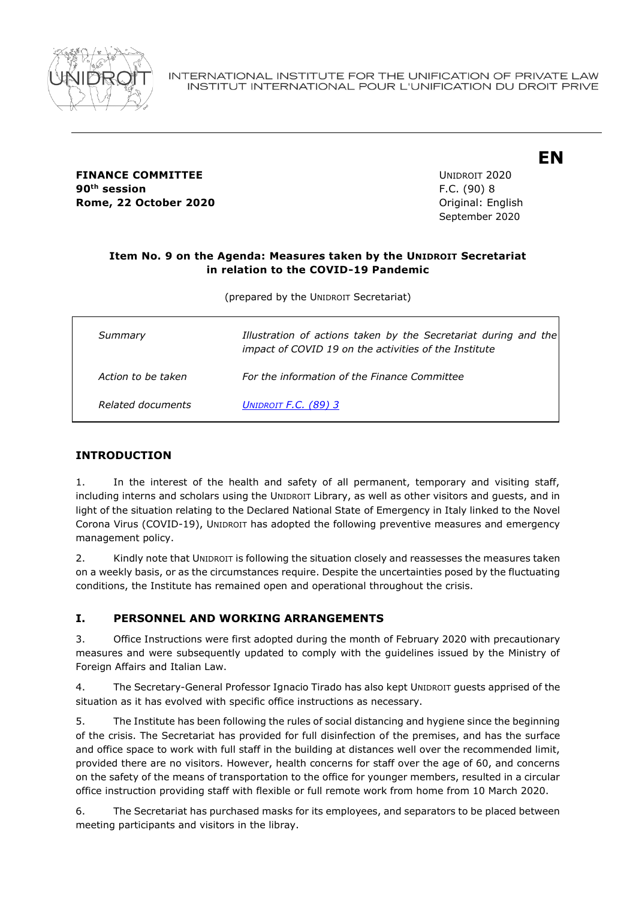INTERNATIONAL INSTITUTE FOR THE UNIFICATION OF PRIVATE LAW
INSTITUT INTERNATIONAL POUR L'UNIFICATION DU DROIT PRIVE

**EN**

**FINANCE COMMITTEE**
**90th session**
**Rome, 22 October 2020**

UNIDROIT 2020
F.C. (90) 8
Original: English
September 2020

**Item No. 9 on the Agenda: Measures taken by the UNIDROIT Secretariat in relation to the COVID-19 Pandemic**

(prepared by the UNIDROIT Secretariat)

| | |
|---|---|
| *Summary* | *Illustration of actions taken by the Secretariat during and the impact of COVID 19 on the activities of the Institute* |
| *Action to be taken* | *For the information of the Finance Committee* |
| *Related documents* | *UNIDROIT F.C. (89) 3* |

## INTRODUCTION

1. In the interest of the health and safety of all permanent, temporary and visiting staff, including interns and scholars using the UNIDROIT Library, as well as other visitors and guests, and in light of the situation relating to the Declared National State of Emergency in Italy linked to the Novel Corona Virus (COVID-19), UNIDROIT has adopted the following preventive measures and emergency management policy.

2. Kindly note that UNIDROIT is following the situation closely and reassesses the measures taken on a weekly basis, or as the circumstances require. Despite the uncertainties posed by the fluctuating conditions, the Institute has remained open and operational throughout the crisis.

## I. PERSONNEL AND WORKING ARRANGEMENTS

3. Office Instructions were first adopted during the month of February 2020 with precautionary measures and were subsequently updated to comply with the guidelines issued by the Ministry of Foreign Affairs and Italian Law.

4. The Secretary-General Professor Ignacio Tirado has also kept UNIDROIT guests apprised of the situation as it has evolved with specific office instructions as necessary.

5. The Institute has been following the rules of social distancing and hygiene since the beginning of the crisis. The Secretariat has provided for full disinfection of the premises, and has the surface and office space to work with full staff in the building at distances well over the recommended limit, provided there are no visitors. However, health concerns for staff over the age of 60, and concerns on the safety of the means of transportation to the office for younger members, resulted in a circular office instruction providing staff with flexible or full remote work from home from 10 March 2020.

6. The Secretariat has purchased masks for its employees, and separators to be placed between meeting participants and visitors in the libray.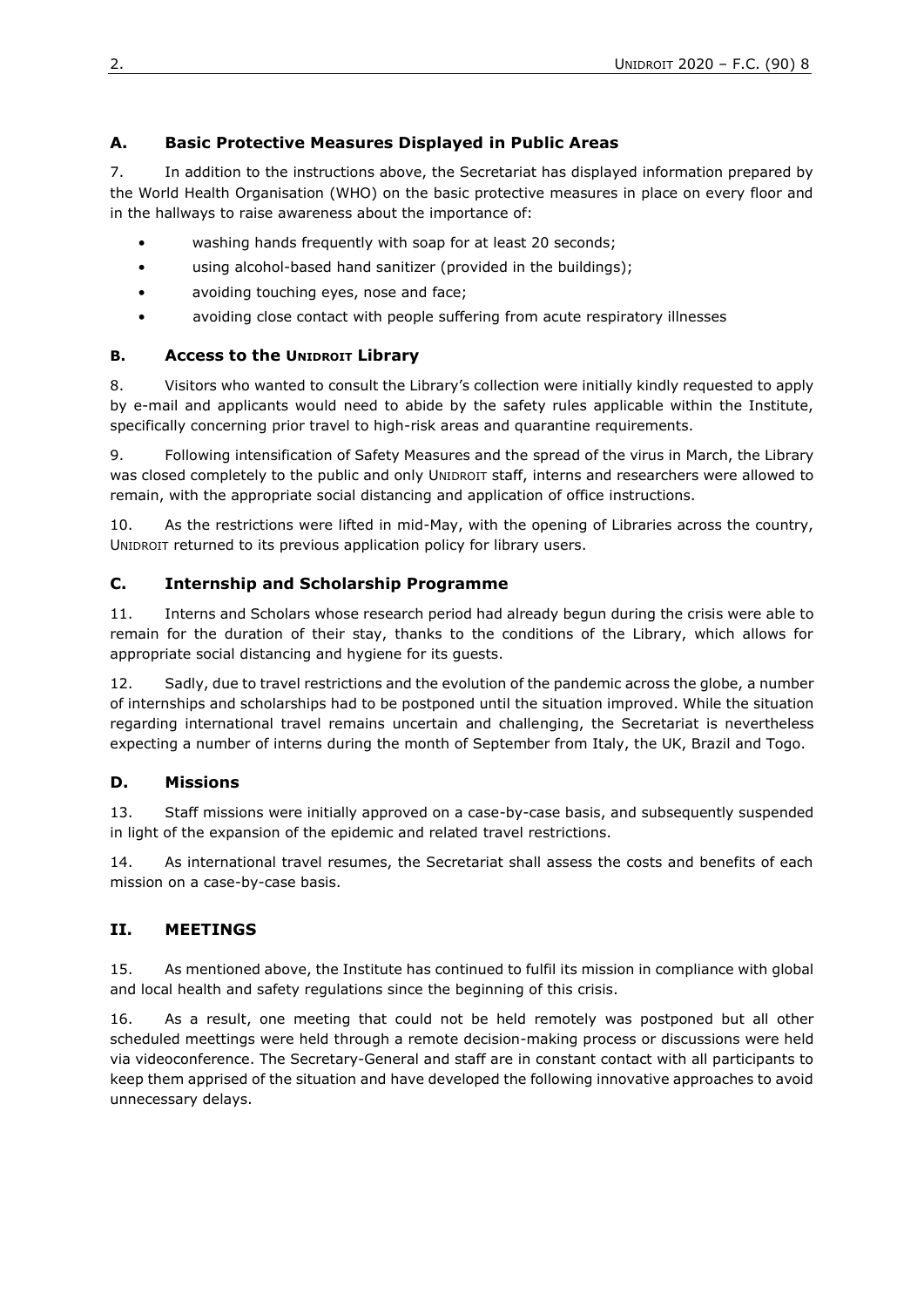## A. Basic Protective Measures Displayed in Public Areas

7. In addition to the instructions above, the Secretariat has displayed information prepared by the World Health Organisation (WHO) on the basic protective measures in place on every floor and in the hallways to raise awareness about the importance of:

- washing hands frequently with soap for at least 20 seconds;
- using alcohol-based hand sanitizer (provided in the buildings);
- avoiding touching eyes, nose and face;
- avoiding close contact with people suffering from acute respiratory illnesses

## B. Access to the UNIDROIT Library

8. Visitors who wanted to consult the Library's collection were initially kindly requested to apply by e-mail and applicants would need to abide by the safety rules applicable within the Institute, specifically concerning prior travel to high-risk areas and quarantine requirements.

9. Following intensification of Safety Measures and the spread of the virus in March, the Library was closed completely to the public and only UNIDROIT staff, interns and researchers were allowed to remain, with the appropriate social distancing and application of office instructions.

10. As the restrictions were lifted in mid-May, with the opening of Libraries across the country, UNIDROIT returned to its previous application policy for library users.

## C. Internship and Scholarship Programme

11. Interns and Scholars whose research period had already begun during the crisis were able to remain for the duration of their stay, thanks to the conditions of the Library, which allows for appropriate social distancing and hygiene for its guests.

12. Sadly, due to travel restrictions and the evolution of the pandemic across the globe, a number of internships and scholarships had to be postponed until the situation improved. While the situation regarding international travel remains uncertain and challenging, the Secretariat is nevertheless expecting a number of interns during the month of September from Italy, the UK, Brazil and Togo.

## D. Missions

13. Staff missions were initially approved on a case-by-case basis, and subsequently suspended in light of the expansion of the epidemic and related travel restrictions.

14. As international travel resumes, the Secretariat shall assess the costs and benefits of each mission on a case-by-case basis.

# II. MEETINGS

15. As mentioned above, the Institute has continued to fulfil its mission in compliance with global and local health and safety regulations since the beginning of this crisis.

16. As a result, one meeting that could not be held remotely was postponed but all other scheduled meettings were held through a remote decision-making process or discussions were held via videoconference. The Secretary-General and staff are in constant contact with all participants to keep them apprised of the situation and have developed the following innovative approaches to avoid unnecessary delays.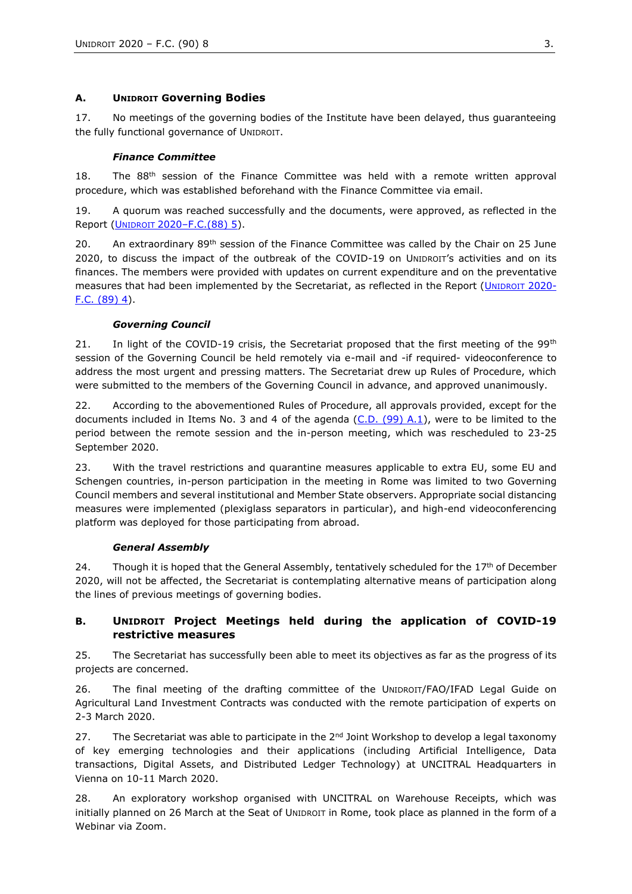## A. UNIDROIT Governing Bodies

17. No meetings of the governing bodies of the Institute have been delayed, thus guaranteeing the fully functional governance of UNIDROIT.

### *Finance Committee*

18. The 88th session of the Finance Committee was held with a remote written approval procedure, which was established beforehand with the Finance Committee via email.

19. A quorum was reached successfully and the documents, were approved, as reflected in the Report (UNIDROIT 2020–F.C.(88) 5).

20. An extraordinary 89th session of the Finance Committee was called by the Chair on 25 June 2020, to discuss the impact of the outbreak of the COVID-19 on UNIDROIT's activities and on its finances. The members were provided with updates on current expenditure and on the preventative measures that had been implemented by the Secretariat, as reflected in the Report (UNIDROIT 2020-F.C. (89) 4).

### *Governing Council*

21. In light of the COVID-19 crisis, the Secretariat proposed that the first meeting of the 99th session of the Governing Council be held remotely via e-mail and -if required- videoconference to address the most urgent and pressing matters. The Secretariat drew up Rules of Procedure, which were submitted to the members of the Governing Council in advance, and approved unanimously.

22. According to the abovementioned Rules of Procedure, all approvals provided, except for the documents included in Items No. 3 and 4 of the agenda (C.D. (99) A.1), were to be limited to the period between the remote session and the in-person meeting, which was rescheduled to 23-25 September 2020.

23. With the travel restrictions and quarantine measures applicable to extra EU, some EU and Schengen countries, in-person participation in the meeting in Rome was limited to two Governing Council members and several institutional and Member State observers. Appropriate social distancing measures were implemented (plexiglass separators in particular), and high-end videoconferencing platform was deployed for those participating from abroad.

### *General Assembly*

24. Though it is hoped that the General Assembly, tentatively scheduled for the 17th of December 2020, will not be affected, the Secretariat is contemplating alternative means of participation along the lines of previous meetings of governing bodies.

## B. UNIDROIT Project Meetings held during the application of COVID-19 restrictive measures

25. The Secretariat has successfully been able to meet its objectives as far as the progress of its projects are concerned.

26. The final meeting of the drafting committee of the UNIDROIT/FAO/IFAD Legal Guide on Agricultural Land Investment Contracts was conducted with the remote participation of experts on 2-3 March 2020.

27. The Secretariat was able to participate in the 2nd Joint Workshop to develop a legal taxonomy of key emerging technologies and their applications (including Artificial Intelligence, Data transactions, Digital Assets, and Distributed Ledger Technology) at UNCITRAL Headquarters in Vienna on 10-11 March 2020.

28. An exploratory workshop organised with UNCITRAL on Warehouse Receipts, which was initially planned on 26 March at the Seat of UNIDROIT in Rome, took place as planned in the form of a Webinar via Zoom.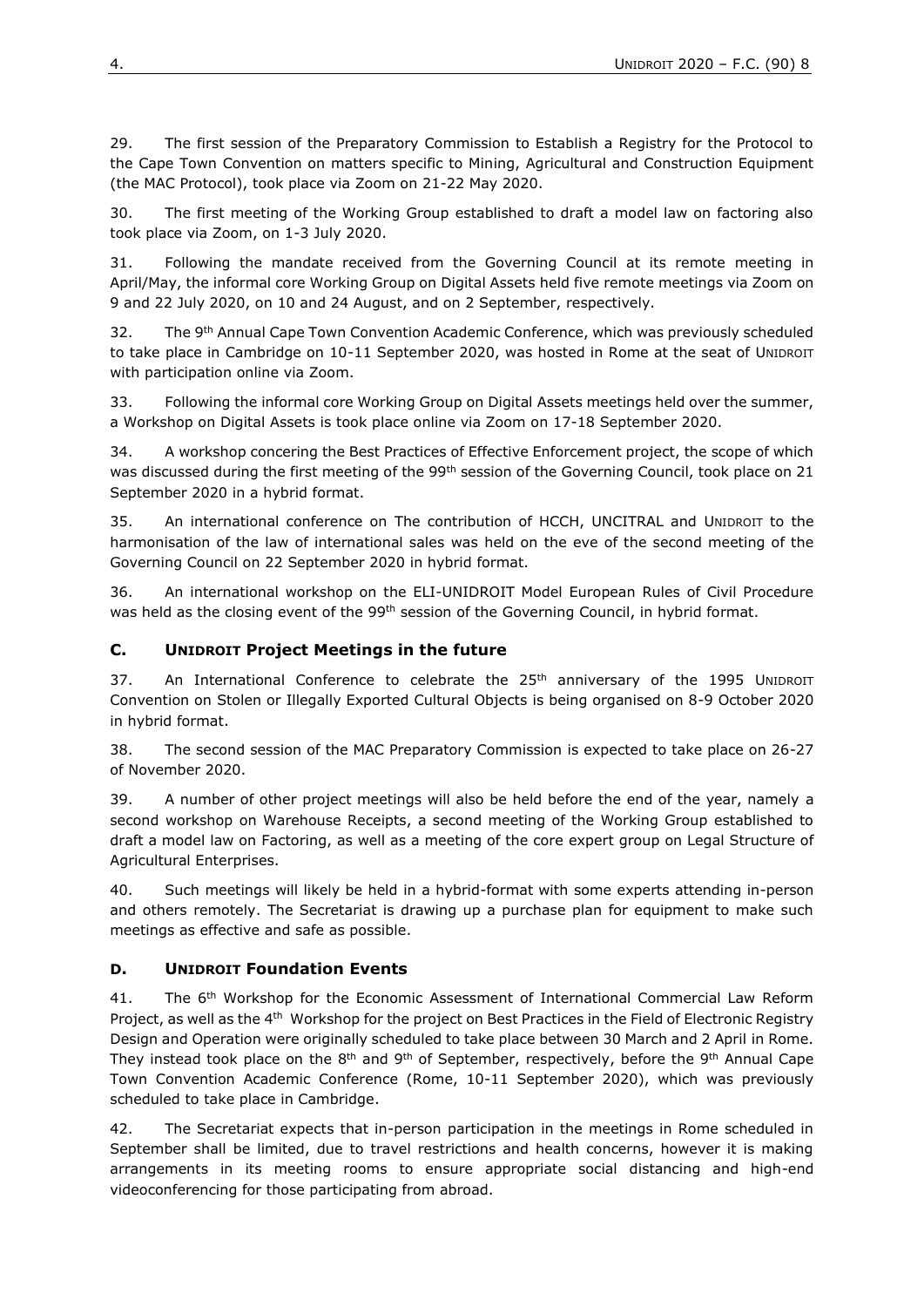29. The first session of the Preparatory Commission to Establish a Registry for the Protocol to the Cape Town Convention on matters specific to Mining, Agricultural and Construction Equipment (the MAC Protocol), took place via Zoom on 21-22 May 2020.

30. The first meeting of the Working Group established to draft a model law on factoring also took place via Zoom, on 1-3 July 2020.

31. Following the mandate received from the Governing Council at its remote meeting in April/May, the informal core Working Group on Digital Assets held five remote meetings via Zoom on 9 and 22 July 2020, on 10 and 24 August, and on 2 September, respectively.

32. The 9th Annual Cape Town Convention Academic Conference, which was previously scheduled to take place in Cambridge on 10-11 September 2020, was hosted in Rome at the seat of UNIDROIT with participation online via Zoom.

33. Following the informal core Working Group on Digital Assets meetings held over the summer, a Workshop on Digital Assets is took place online via Zoom on 17-18 September 2020.

34. A workshop concering the Best Practices of Effective Enforcement project, the scope of which was discussed during the first meeting of the 99th session of the Governing Council, took place on 21 September 2020 in a hybrid format.

35. An international conference on The contribution of HCCH, UNCITRAL and UNIDROIT to the harmonisation of the law of international sales was held on the eve of the second meeting of the Governing Council on 22 September 2020 in hybrid format.

36. An international workshop on the ELI-UNIDROIT Model European Rules of Civil Procedure was held as the closing event of the 99th session of the Governing Council, in hybrid format.

### C. UNIDROIT Project Meetings in the future

37. An International Conference to celebrate the 25th anniversary of the 1995 UNIDROIT Convention on Stolen or Illegally Exported Cultural Objects is being organised on 8-9 October 2020 in hybrid format.

38. The second session of the MAC Preparatory Commission is expected to take place on 26-27 of November 2020.

39. A number of other project meetings will also be held before the end of the year, namely a second workshop on Warehouse Receipts, a second meeting of the Working Group established to draft a model law on Factoring, as well as a meeting of the core expert group on Legal Structure of Agricultural Enterprises.

40. Such meetings will likely be held in a hybrid-format with some experts attending in-person and others remotely. The Secretariat is drawing up a purchase plan for equipment to make such meetings as effective and safe as possible.

### D. UNIDROIT Foundation Events

41. The 6th Workshop for the Economic Assessment of International Commercial Law Reform Project, as well as the 4th Workshop for the project on Best Practices in the Field of Electronic Registry Design and Operation were originally scheduled to take place between 30 March and 2 April in Rome. They instead took place on the 8th and 9th of September, respectively, before the 9th Annual Cape Town Convention Academic Conference (Rome, 10-11 September 2020), which was previously scheduled to take place in Cambridge.

42. The Secretariat expects that in-person participation in the meetings in Rome scheduled in September shall be limited, due to travel restrictions and health concerns, however it is making arrangements in its meeting rooms to ensure appropriate social distancing and high-end videoconferencing for those participating from abroad.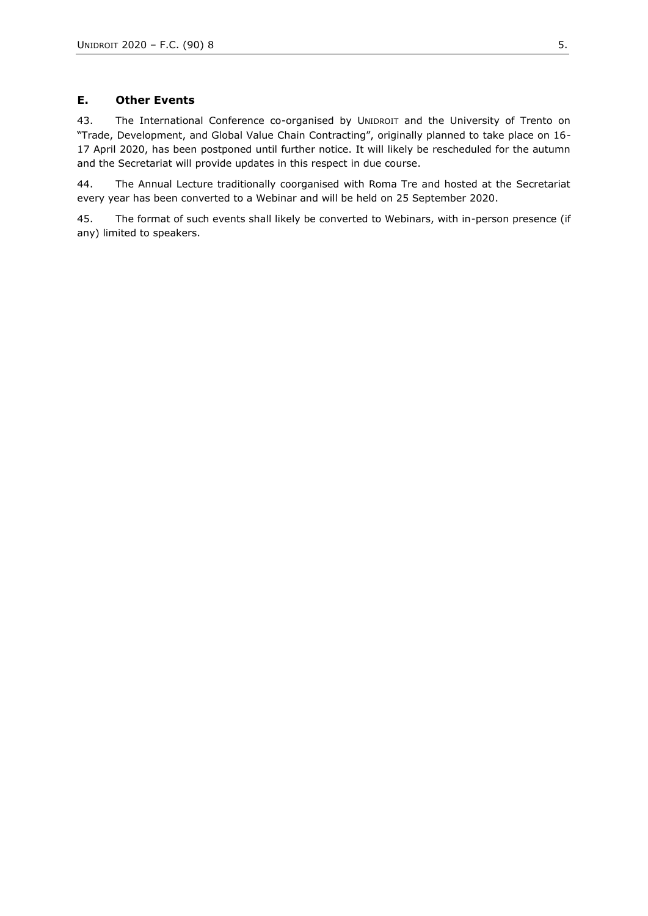## E. Other Events

43. The International Conference co-organised by UNIDROIT and the University of Trento on "Trade, Development, and Global Value Chain Contracting", originally planned to take place on 16-17 April 2020, has been postponed until further notice. It will likely be rescheduled for the autumn and the Secretariat will provide updates in this respect in due course.

44. The Annual Lecture traditionally coorganised with Roma Tre and hosted at the Secretariat every year has been converted to a Webinar and will be held on 25 September 2020.

45. The format of such events shall likely be converted to Webinars, with in-person presence (if any) limited to speakers.